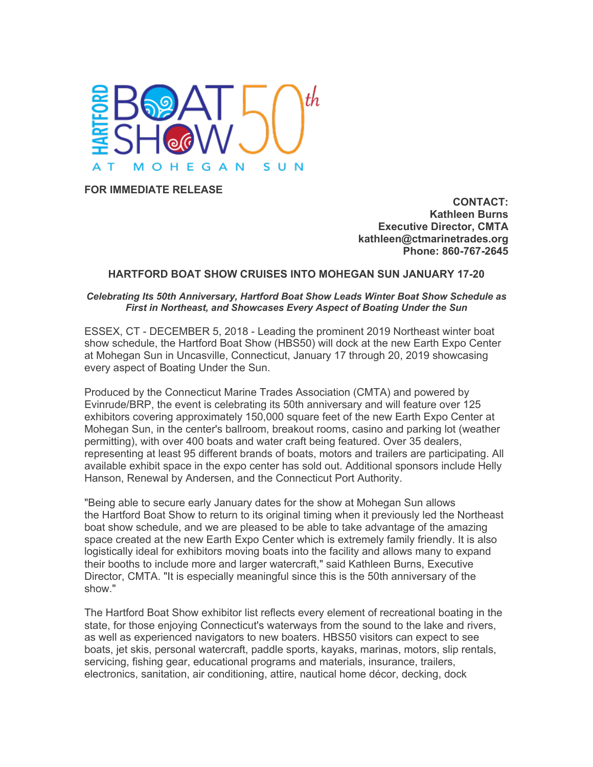HARTFORD BOAT SHOW 50th AT MOHEGAN SUN

**FOR IMMEDIATE RELEASE**

**CONTACT:**
**Kathleen Burns**
**Executive Director, CMTA**
**kathleen@ctmarinetrades.org**
**Phone: 860-767-2645**

## HARTFORD BOAT SHOW CRUISES INTO MOHEGAN SUN JANUARY 17-20

***Celebrating Its 50th Anniversary, Hartford Boat Show Leads Winter Boat Show Schedule as First in Northeast, and Showcases Every Aspect of Boating Under the Sun***

ESSEX, CT - DECEMBER 5, 2018 - Leading the prominent 2019 Northeast winter boat show schedule, the Hartford Boat Show (HBS50) will dock at the new Earth Expo Center at Mohegan Sun in Uncasville, Connecticut, January 17 through 20, 2019 showcasing every aspect of Boating Under the Sun.

Produced by the Connecticut Marine Trades Association (CMTA) and powered by Evinrude/BRP, the event is celebrating its 50th anniversary and will feature over 125 exhibitors covering approximately 150,000 square feet of the new Earth Expo Center at Mohegan Sun, in the center's ballroom, breakout rooms, casino and parking lot (weather permitting), with over 400 boats and water craft being featured. Over 35 dealers, representing at least 95 different brands of boats, motors and trailers are participating. All available exhibit space in the expo center has sold out. Additional sponsors include Helly Hanson, Renewal by Andersen, and the Connecticut Port Authority.

"Being able to secure early January dates for the show at Mohegan Sun allows the Hartford Boat Show to return to its original timing when it previously led the Northeast boat show schedule, and we are pleased to be able to take advantage of the amazing space created at the new Earth Expo Center which is extremely family friendly. It is also logistically ideal for exhibitors moving boats into the facility and allows many to expand their booths to include more and larger watercraft," said Kathleen Burns, Executive Director, CMTA. "It is especially meaningful since this is the 50th anniversary of the show."

The Hartford Boat Show exhibitor list reflects every element of recreational boating in the state, for those enjoying Connecticut's waterways from the sound to the lake and rivers, as well as experienced navigators to new boaters. HBS50 visitors can expect to see boats, jet skis, personal watercraft, paddle sports, kayaks, marinas, motors, slip rentals, servicing, fishing gear, educational programs and materials, insurance, trailers, electronics, sanitation, air conditioning, attire, nautical home décor, decking, dock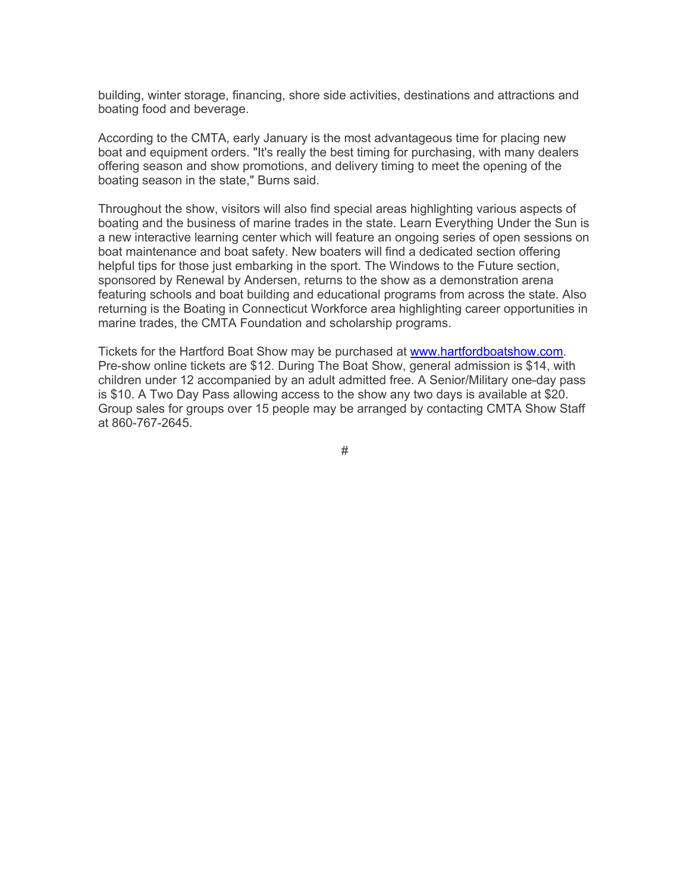building, winter storage, financing, shore side activities, destinations and attractions and boating food and beverage.

According to the CMTA, early January is the most advantageous time for placing new boat and equipment orders. "It's really the best timing for purchasing, with many dealers offering season and show promotions, and delivery timing to meet the opening of the boating season in the state," Burns said.

Throughout the show, visitors will also find special areas highlighting various aspects of boating and the business of marine trades in the state. Learn Everything Under the Sun is a new interactive learning center which will feature an ongoing series of open sessions on boat maintenance and boat safety. New boaters will find a dedicated section offering helpful tips for those just embarking in the sport. The Windows to the Future section, sponsored by Renewal by Andersen, returns to the show as a demonstration arena featuring schools and boat building and educational programs from across the state. Also returning is the Boating in Connecticut Workforce area highlighting career opportunities in marine trades, the CMTA Foundation and scholarship programs.

Tickets for the Hartford Boat Show may be purchased at [www.hartfordboatshow.com](http://www.hartfordboatshow.com). Pre-show online tickets are $12. During The Boat Show, general admission is $14, with children under 12 accompanied by an adult admitted free. A Senior/Military one-day pass is $10. A Two Day Pass allowing access to the show any two days is available at $20. Group sales for groups over 15 people may be arranged by contacting CMTA Show Staff at 860-767-2645.

#